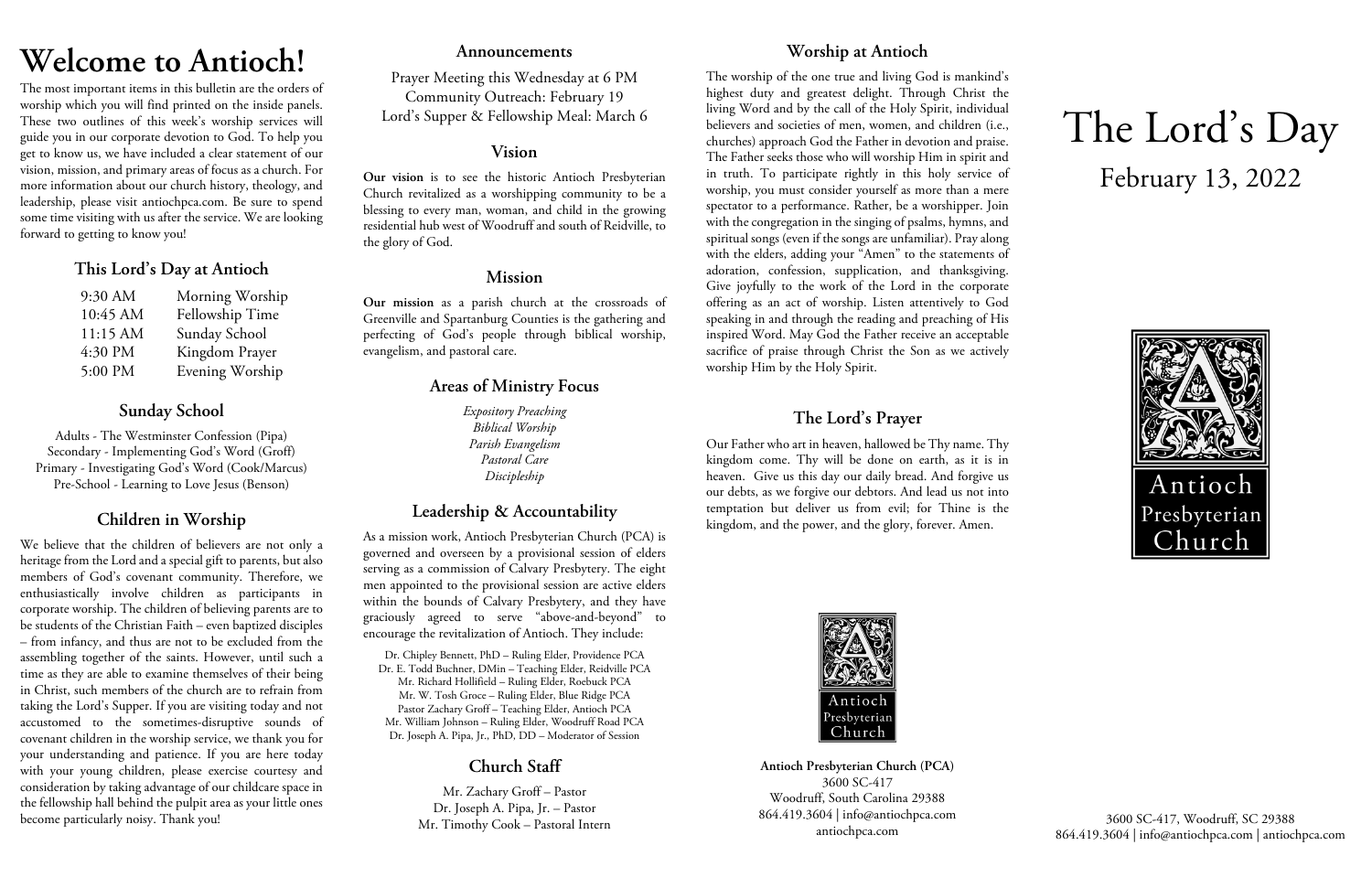# Welcome to Antioch!

The most important items in this bulletin are the orders of worship which you will find printed on the inside panels. These two outlines of this week's worship services will guide you in our corporate devotion to God. To help you get to know us, we have included a clear statement of our vision, mission, and primary areas of focus as a church. For more information about our church history, theology, and leadership, please visit antiochpca.com. Be sure to spend some time visiting with us after the service. We are looking forward to getting to know you!

## This Lord's Day at Antioch

| | |
|---|---|
| 9:30 AM | Morning Worship |
| 10:45 AM | Fellowship Time |
| 11:15 AM | Sunday School |
| 4:30 PM | Kingdom Prayer |
| 5:00 PM | Evening Worship |

## Sunday School

Adults - The Westminster Confession (Pipa)
Secondary - Implementing God's Word (Groff)
Primary - Investigating God's Word (Cook/Marcus)
Pre-School - Learning to Love Jesus (Benson)

## Children in Worship

We believe that the children of believers are not only a heritage from the Lord and a special gift to parents, but also members of God's covenant community. Therefore, we enthusiastically involve children as participants in corporate worship. The children of believing parents are to be students of the Christian Faith – even baptized disciples – from infancy, and thus are not to be excluded from the assembling together of the saints. However, until such a time as they are able to examine themselves of their being in Christ, such members of the church are to refrain from taking the Lord's Supper. If you are visiting today and not accustomed to the sometimes-disruptive sounds of covenant children in the worship service, we thank you for your understanding and patience. If you are here today with your young children, please exercise courtesy and consideration by taking advantage of our childcare space in the fellowship hall behind the pulpit area as your little ones become particularly noisy. Thank you!

## Announcements

Prayer Meeting this Wednesday at 6 PM
Community Outreach: February 19
Lord's Supper & Fellowship Meal: March 6

## Vision

**Our vision** is to see the historic Antioch Presbyterian Church revitalized as a worshipping community to be a blessing to every man, woman, and child in the growing residential hub west of Woodruff and south of Reidville, to the glory of God.

## Mission

**Our mission** as a parish church at the crossroads of Greenville and Spartanburg Counties is the gathering and perfecting of God's people through biblical worship, evangelism, and pastoral care.

## Areas of Ministry Focus

*Expository Preaching*
*Biblical Worship*
*Parish Evangelism*
*Pastoral Care*
*Discipleship*

## Leadership & Accountability

As a mission work, Antioch Presbyterian Church (PCA) is governed and overseen by a provisional session of elders serving as a commission of Calvary Presbytery. The eight men appointed to the provisional session are active elders within the bounds of Calvary Presbytery, and they have graciously agreed to serve "above-and-beyond" to encourage the revitalization of Antioch. They include:

Dr. Chipley Bennett, PhD – Ruling Elder, Providence PCA
Dr. E. Todd Buchner, DMin – Teaching Elder, Reidville PCA
Mr. Richard Hollifield – Ruling Elder, Roebuck PCA
Mr. W. Tosh Groce – Ruling Elder, Blue Ridge PCA
Pastor Zachary Groff – Teaching Elder, Antioch PCA
Mr. William Johnson – Ruling Elder, Woodruff Road PCA
Dr. Joseph A. Pipa, Jr., PhD, DD – Moderator of Session

## Church Staff

Mr. Zachary Groff – Pastor
Dr. Joseph A. Pipa, Jr. – Pastor
Mr. Timothy Cook – Pastoral Intern

## Worship at Antioch

The worship of the one true and living God is mankind's highest duty and greatest delight. Through Christ the living Word and by the call of the Holy Spirit, individual believers and societies of men, women, and children (i.e., churches) approach God the Father in devotion and praise. The Father seeks those who will worship Him in spirit and in truth. To participate rightly in this holy service of worship, you must consider yourself as more than a mere spectator to a performance. Rather, be a worshipper. Join with the congregation in the singing of psalms, hymns, and spiritual songs (even if the songs are unfamiliar). Pray along with the elders, adding your "Amen" to the statements of adoration, confession, supplication, and thanksgiving. Give joyfully to the work of the Lord in the corporate offering as an act of worship. Listen attentively to God speaking in and through the reading and preaching of His inspired Word. May God the Father receive an acceptable sacrifice of praise through Christ the Son as we actively worship Him by the Holy Spirit.

## The Lord's Prayer

Our Father who art in heaven, hallowed be Thy name. Thy kingdom come. Thy will be done on earth, as it is in heaven. Give us this day our daily bread. And forgive us our debts, as we forgive our debtors. And lead us not into temptation but deliver us from evil; for Thine is the kingdom, and the power, and the glory, forever. Amen.

Antioch Presbyterian Church

**Antioch Presbyterian Church (PCA)**
3600 SC-417
Woodruff, South Carolina 29388
864.419.3604 | info@antiochpca.com
antiochpca.com

# The Lord's Day

February 13, 2022

Antioch Presbyterian Church

3600 SC-417, Woodruff, SC 29388
864.419.3604 | info@antiochpca.com | antiochpca.com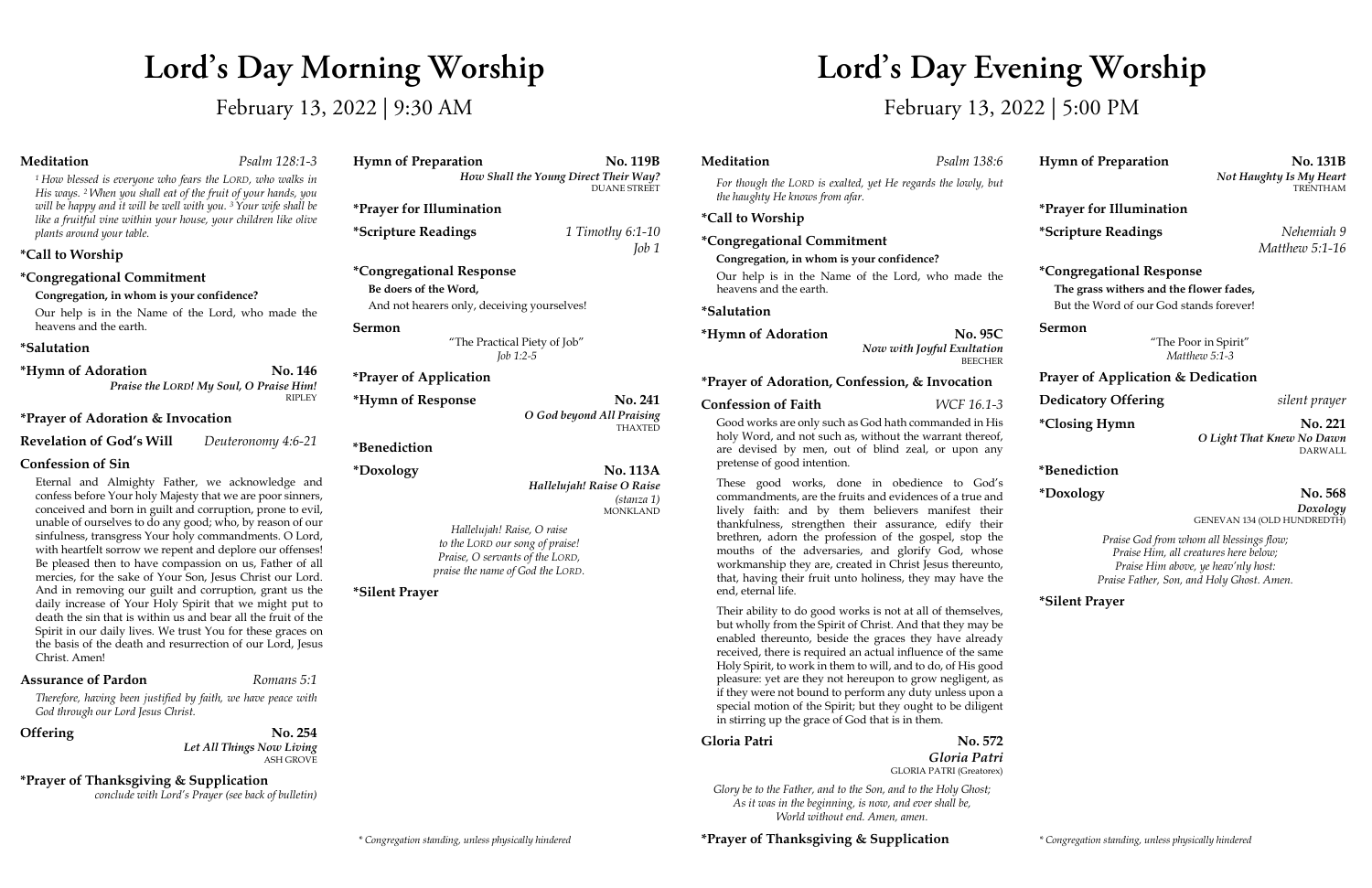# Lord's Day Morning Worship

February 13, 2022 | 9:30 AM

**Meditation** *Psalm 128:1-3*

*[1] How blessed is everyone who fears the LORD, who walks in His ways. [2] When you shall eat of the fruit of your hands, you will be happy and it will be well with you. [3] Your wife shall be like a fruitful vine within your house, your children like olive plants around your table.*

**\*Call to Worship**

**\*Congregational Commitment**

**Congregation, in whom is your confidence?**

Our help is in the Name of the Lord, who made the heavens and the earth.

**\*Salutation**

**\*Hymn of Adoration** **No. 146**
***Praise the LORD! My Soul, O Praise Him!***
RIPLEY

**\*Prayer of Adoration & Invocation**

**Revelation of God's Will** *Deuteronomy 4:6-21*

**Confession of Sin**

Eternal and Almighty Father, we acknowledge and confess before Your holy Majesty that we are poor sinners, conceived and born in guilt and corruption, prone to evil, unable of ourselves to do any good; who, by reason of our sinfulness, transgress Your holy commandments. O Lord, with heartfelt sorrow we repent and deplore our offenses! Be pleased then to have compassion on us, Father of all mercies, for the sake of Your Son, Jesus Christ our Lord. And in removing our guilt and corruption, grant us the daily increase of Your Holy Spirit that we might put to death the sin that is within us and bear all the fruit of the Spirit in our daily lives. We trust You for these graces on the basis of the death and resurrection of our Lord, Jesus Christ. Amen!

**Assurance of Pardon** *Romans 5:1*

*Therefore, having been justified by faith, we have peace with God through our Lord Jesus Christ.*

**Offering** **No. 254**
***Let All Things Now Living***
ASH GROVE

**\*Prayer of Thanksgiving & Supplication**
*conclude with Lord's Prayer (see back of bulletin)*

**Hymn of Preparation** **No. 119B**
***How Shall the Young Direct Their Way?***
DUANE STREET

**\*Prayer for Illumination**

**\*Scripture Readings** *1 Timothy 6:1-10*
*Job 1*

**\*Congregational Response**

**Be doers of the Word,**

And not hearers only, deceiving yourselves!

**Sermon**

"The Practical Piety of Job"
*Job 1:2-5*

**\*Prayer of Application**

**\*Hymn of Response** **No. 241**
***O God beyond All Praising***
THAXTED

**\*Benediction**

**\*Doxology** **No. 113A**
***Hallelujah! Raise O Raise***
*(stanza 1)*
MONKLAND

*Hallelujah! Raise, O raise*
*to the LORD our song of praise!*
*Praise, O servants of the LORD,*
*praise the name of God the LORD.*

**\*Silent Prayer**

*\* Congregation standing, unless physically hindered*

# Lord's Day Evening Worship

February 13, 2022 | 5:00 PM

**Meditation** *Psalm 138:6*

*For though the LORD is exalted, yet He regards the lowly, but the haughty He knows from afar.*

**\*Call to Worship**

**\*Congregational Commitment**

**Congregation, in whom is your confidence?**

Our help is in the Name of the Lord, who made the heavens and the earth.

**\*Salutation**

**\*Hymn of Adoration** **No. 95C**
***Now with Joyful Exultation***
BEECHER

**\*Prayer of Adoration, Confession, & Invocation**

**Confession of Faith** *WCF 16.1-3*

Good works are only such as God hath commanded in His holy Word, and not such as, without the warrant thereof, are devised by men, out of blind zeal, or upon any pretense of good intention.

These good works, done in obedience to God's commandments, are the fruits and evidences of a true and lively faith: and by them believers manifest their thankfulness, strengthen their assurance, edify their brethren, adorn the profession of the gospel, stop the mouths of the adversaries, and glorify God, whose workmanship they are, created in Christ Jesus thereunto, that, having their fruit unto holiness, they may have the end, eternal life.

Their ability to do good works is not at all of themselves, but wholly from the Spirit of Christ. And that they may be enabled thereunto, beside the graces they have already received, there is required an actual influence of the same Holy Spirit, to work in them to will, and to do, of His good pleasure: yet are they not hereupon to grow negligent, as if they were not bound to perform any duty unless upon a special motion of the Spirit; but they ought to be diligent in stirring up the grace of God that is in them.

**Gloria Patri** **No. 572**
***Gloria Patri***
GLORIA PATRI (Greatorex)

*Glory be to the Father, and to the Son, and to the Holy Ghost;*
*As it was in the beginning, is now, and ever shall be,*
*World without end. Amen, amen.*

**\*Prayer of Thanksgiving & Supplication**

**Hymn of Preparation** **No. 131B**
***Not Haughty Is My Heart***
TRENTHAM

**\*Prayer for Illumination**

**\*Scripture Readings** *Nehemiah 9*
*Matthew 5:1-16*

**\*Congregational Response**

**The grass withers and the flower fades,**

But the Word of our God stands forever!

**Sermon**

"The Poor in Spirit"
*Matthew 5:1-3*

**Prayer of Application & Dedication**

**Dedicatory Offering** *silent prayer*

**\*Closing Hymn** **No. 221**
***O Light That Knew No Dawn***
DARWALL

**\*Benediction**

**\*Doxology** **No. 568**
***Doxology***
GENEVAN 134 (OLD HUNDREDTH)

*Praise God from whom all blessings flow;*
*Praise Him, all creatures here below;*
*Praise Him above, ye heav'nly host:*
*Praise Father, Son, and Holy Ghost. Amen.*

**\*Silent Prayer**

*\* Congregation standing, unless physically hindered*